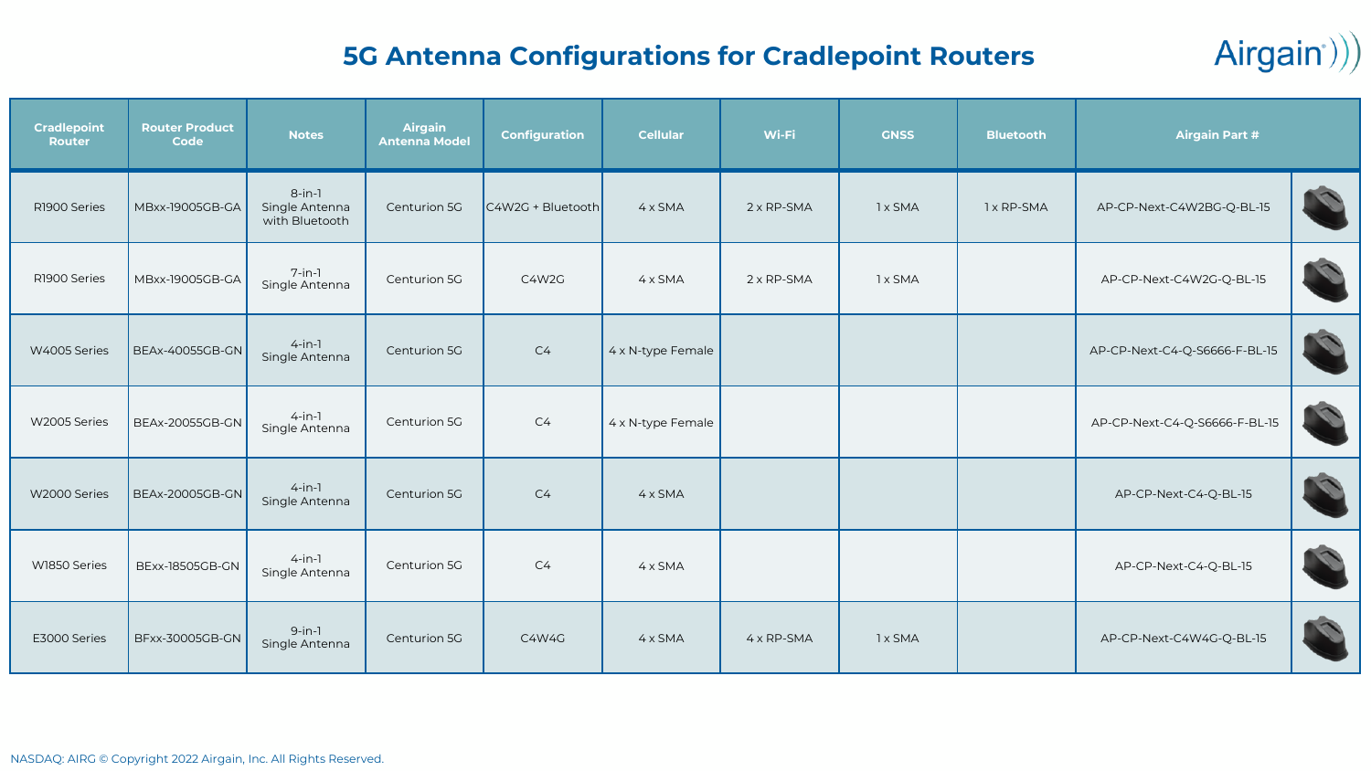# 5G Antenna Configurations for Cradlepoint Routers

| Cradlepoint Router | Router Product Code | Notes | Airgain Antenna Model | Configuration | Cellular | Wi-Fi | GNSS | Bluetooth | Airgain Part # | |
|---|---|---|---|---|---|---|---|---|---|---|
| R1900 Series | MBxx-19005GB-GA | 8-in-1 Single Antenna with Bluetooth | Centurion 5G | C4W2G + Bluetooth | 4 x SMA | 2 x RP-SMA | 1 x SMA | 1 x RP-SMA | AP-CP-Next-C4W2BG-Q-BL-15 | |
| R1900 Series | MBxx-19005GB-GA | 7-in-1 Single Antenna | Centurion 5G | C4W2G | 4 x SMA | 2 x RP-SMA | 1 x SMA | | AP-CP-Next-C4W2G-Q-BL-15 | |
| W4005 Series | BEAx-40055GB-GN | 4-in-1 Single Antenna | Centurion 5G | C4 | 4 x N-type Female | | | | AP-CP-Next-C4-Q-S6666-F-BL-15 | |
| W2005 Series | BEAx-20055GB-GN | 4-in-1 Single Antenna | Centurion 5G | C4 | 4 x N-type Female | | | | AP-CP-Next-C4-Q-S6666-F-BL-15 | |
| W2000 Series | BEAx-20005GB-GN | 4-in-1 Single Antenna | Centurion 5G | C4 | 4 x SMA | | | | AP-CP-Next-C4-Q-BL-15 | |
| W1850 Series | BExx-18505GB-GN | 4-in-1 Single Antenna | Centurion 5G | C4 | 4 x SMA | | | | AP-CP-Next-C4-Q-BL-15 | |
| E3000 Series | BFxx-30005GB-GN | 9-in-1 Single Antenna | Centurion 5G | C4W4G | 4 x SMA | 4 x RP-SMA | 1 x SMA | | AP-CP-Next-C4W4G-Q-BL-15 | |

NASDAQ: AIRG © Copyright 2022 Airgain, Inc. All Rights Reserved.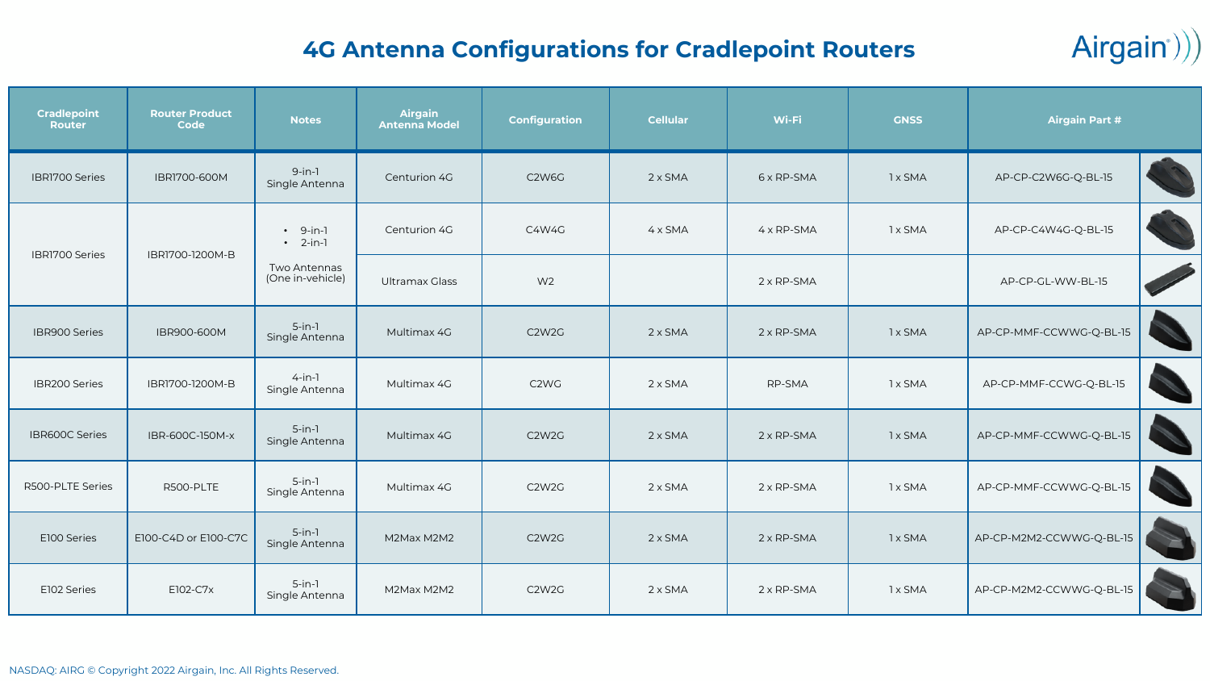# 4G Antenna Configurations for Cradlepoint Routers

| Cradlepoint Router | Router Product Code | Notes | Airgain Antenna Model | Configuration | Cellular | Wi-Fi | GNSS | Airgain Part # |
|---|---|---|---|---|---|---|---|---|
| IBR1700 Series | IBR1700-600M | 9-in-1 Single Antenna | Centurion 4G | C2W6G | 2 x SMA | 6 x RP-SMA | 1 x SMA | AP-CP-C2W6G-Q-BL-15 |
| IBR1700 Series | IBR1700-1200M-B | • 9-in-1 • 2-in-1 Two Antennas (One in-vehicle) | Centurion 4G | C4W4G | 4 x SMA | 4 x RP-SMA | 1 x SMA | AP-CP-C4W4G-Q-BL-15 |
| | | | Ultramax Glass | W2 | | 2 x RP-SMA | | AP-CP-GL-WW-BL-15 |
| IBR900 Series | IBR900-600M | 5-in-1 Single Antenna | Multimax 4G | C2W2G | 2 x SMA | 2 x RP-SMA | 1 x SMA | AP-CP-MMF-CCWWG-Q-BL-15 |
| IBR200 Series | IBR1700-1200M-B | 4-in-1 Single Antenna | Multimax 4G | C2WG | 2 x SMA | RP-SMA | 1 x SMA | AP-CP-MMF-CCWG-Q-BL-15 |
| IBR600C Series | IBR-600C-150M-x | 5-in-1 Single Antenna | Multimax 4G | C2W2G | 2 x SMA | 2 x RP-SMA | 1 x SMA | AP-CP-MMF-CCWWG-Q-BL-15 |
| R500-PLTE Series | R500-PLTE | 5-in-1 Single Antenna | Multimax 4G | C2W2G | 2 x SMA | 2 x RP-SMA | 1 x SMA | AP-CP-MMF-CCWWG-Q-BL-15 |
| E100 Series | E100-C4D or E100-C7C | 5-in-1 Single Antenna | M2Max M2M2 | C2W2G | 2 x SMA | 2 x RP-SMA | 1 x SMA | AP-CP-M2M2-CCWWG-Q-BL-15 |
| E102 Series | E102-C7x | 5-in-1 Single Antenna | M2Max M2M2 | C2W2G | 2 x SMA | 2 x RP-SMA | 1 x SMA | AP-CP-M2M2-CCWWG-Q-BL-15 |

NASDAQ: AIRG © Copyright 2022 Airgain, Inc. All Rights Reserved.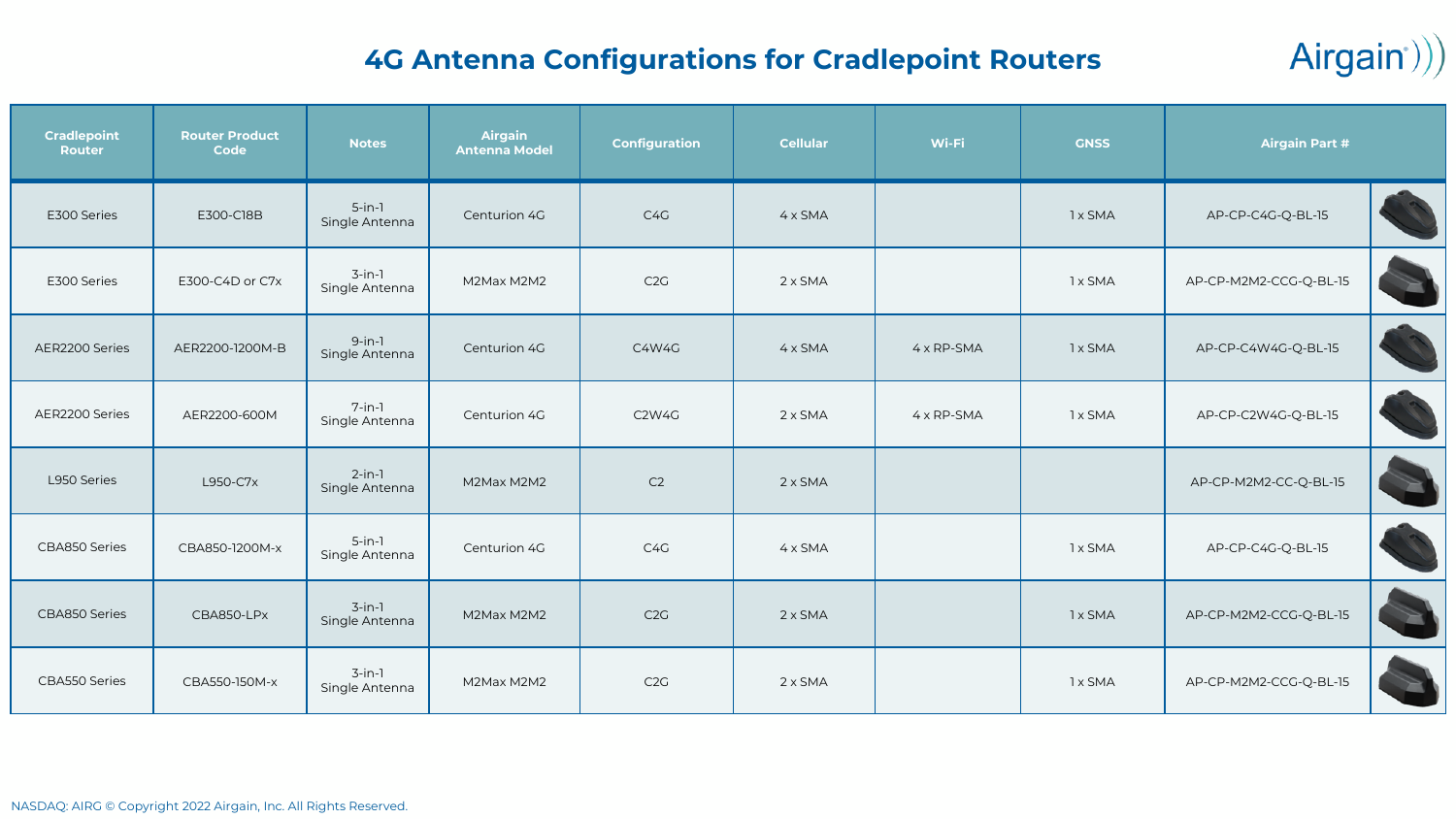# 4G Antenna Configurations for Cradlepoint Routers

| Cradlepoint Router | Router Product Code | Notes | Airgain Antenna Model | Configuration | Cellular | Wi-Fi | GNSS | Airgain Part # | |
|---|---|---|---|---|---|---|---|---|---|
| E300 Series | E300-C18B | 5-in-1 Single Antenna | Centurion 4G | C4G | 4 x SMA | | 1 x SMA | AP-CP-C4G-Q-BL-15 | |
| E300 Series | E300-C4D or C7x | 3-in-1 Single Antenna | M2Max M2M2 | C2G | 2 x SMA | | 1 x SMA | AP-CP-M2M2-CCG-Q-BL-15 | |
| AER2200 Series | AER2200-1200M-B | 9-in-1 Single Antenna | Centurion 4G | C4W4G | 4 x SMA | 4 x RP-SMA | 1 x SMA | AP-CP-C4W4G-Q-BL-15 | |
| AER2200 Series | AER2200-600M | 7-in-1 Single Antenna | Centurion 4G | C2W4G | 2 x SMA | 4 x RP-SMA | 1 x SMA | AP-CP-C2W4G-Q-BL-15 | |
| L950 Series | L950-C7x | 2-in-1 Single Antenna | M2Max M2M2 | C2 | 2 x SMA | | | AP-CP-M2M2-CC-Q-BL-15 | |
| CBA850 Series | CBA850-1200M-x | 5-in-1 Single Antenna | Centurion 4G | C4G | 4 x SMA | | 1 x SMA | AP-CP-C4G-Q-BL-15 | |
| CBA850 Series | CBA850-LPx | 3-in-1 Single Antenna | M2Max M2M2 | C2G | 2 x SMA | | 1 x SMA | AP-CP-M2M2-CCG-Q-BL-15 | |
| CBA550 Series | CBA550-150M-x | 3-in-1 Single Antenna | M2Max M2M2 | C2G | 2 x SMA | | 1 x SMA | AP-CP-M2M2-CCG-Q-BL-15 | |

NASDAQ: AIRG © Copyright 2022 Airgain, Inc. All Rights Reserved.